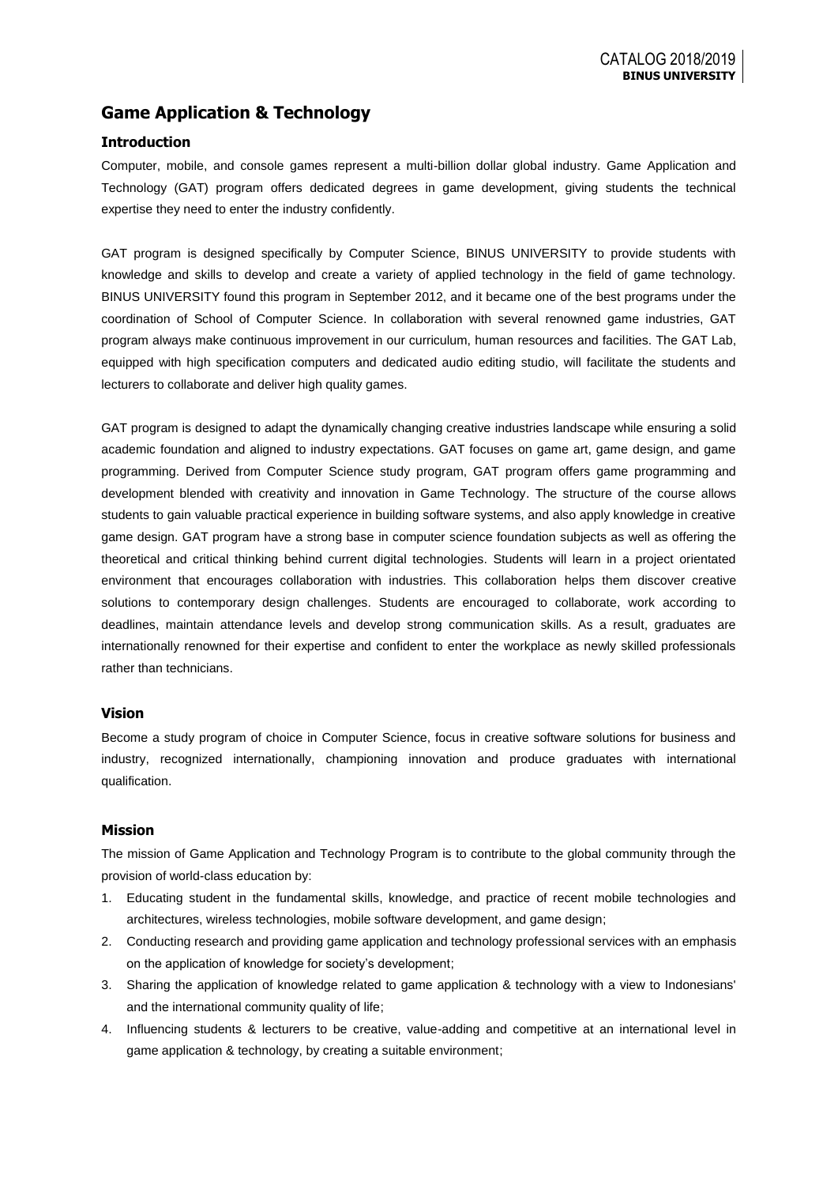# Game Application & Technology

## Introduction

Computer, mobile, and console games represent a multi-billion dollar global industry. Game Application and Technology (GAT) program offers dedicated degrees in game development, giving students the technical expertise they need to enter the industry confidently.

GAT program is designed specifically by Computer Science, BINUS UNIVERSITY to provide students with knowledge and skills to develop and create a variety of applied technology in the field of game technology. BINUS UNIVERSITY found this program in September 2012, and it became one of the best programs under the coordination of School of Computer Science. In collaboration with several renowned game industries, GAT program always make continuous improvement in our curriculum, human resources and facilities. The GAT Lab, equipped with high specification computers and dedicated audio editing studio, will facilitate the students and lecturers to collaborate and deliver high quality games.

GAT program is designed to adapt the dynamically changing creative industries landscape while ensuring a solid academic foundation and aligned to industry expectations. GAT focuses on game art, game design, and game programming. Derived from Computer Science study program, GAT program offers game programming and development blended with creativity and innovation in Game Technology. The structure of the course allows students to gain valuable practical experience in building software systems, and also apply knowledge in creative game design. GAT program have a strong base in computer science foundation subjects as well as offering the theoretical and critical thinking behind current digital technologies. Students will learn in a project orientated environment that encourages collaboration with industries. This collaboration helps them discover creative solutions to contemporary design challenges. Students are encouraged to collaborate, work according to deadlines, maintain attendance levels and develop strong communication skills. As a result, graduates are internationally renowned for their expertise and confident to enter the workplace as newly skilled professionals rather than technicians.

## Vision

Become a study program of choice in Computer Science, focus in creative software solutions for business and industry, recognized internationally, championing innovation and produce graduates with international qualification.

## Mission

The mission of Game Application and Technology Program is to contribute to the global community through the provision of world-class education by:

1. Educating student in the fundamental skills, knowledge, and practice of recent mobile technologies and architectures, wireless technologies, mobile software development, and game design;
2. Conducting research and providing game application and technology professional services with an emphasis on the application of knowledge for society's development;
3. Sharing the application of knowledge related to game application & technology with a view to Indonesians' and the international community quality of life;
4. Influencing students & lecturers to be creative, value-adding and competitive at an international level in game application & technology, by creating a suitable environment;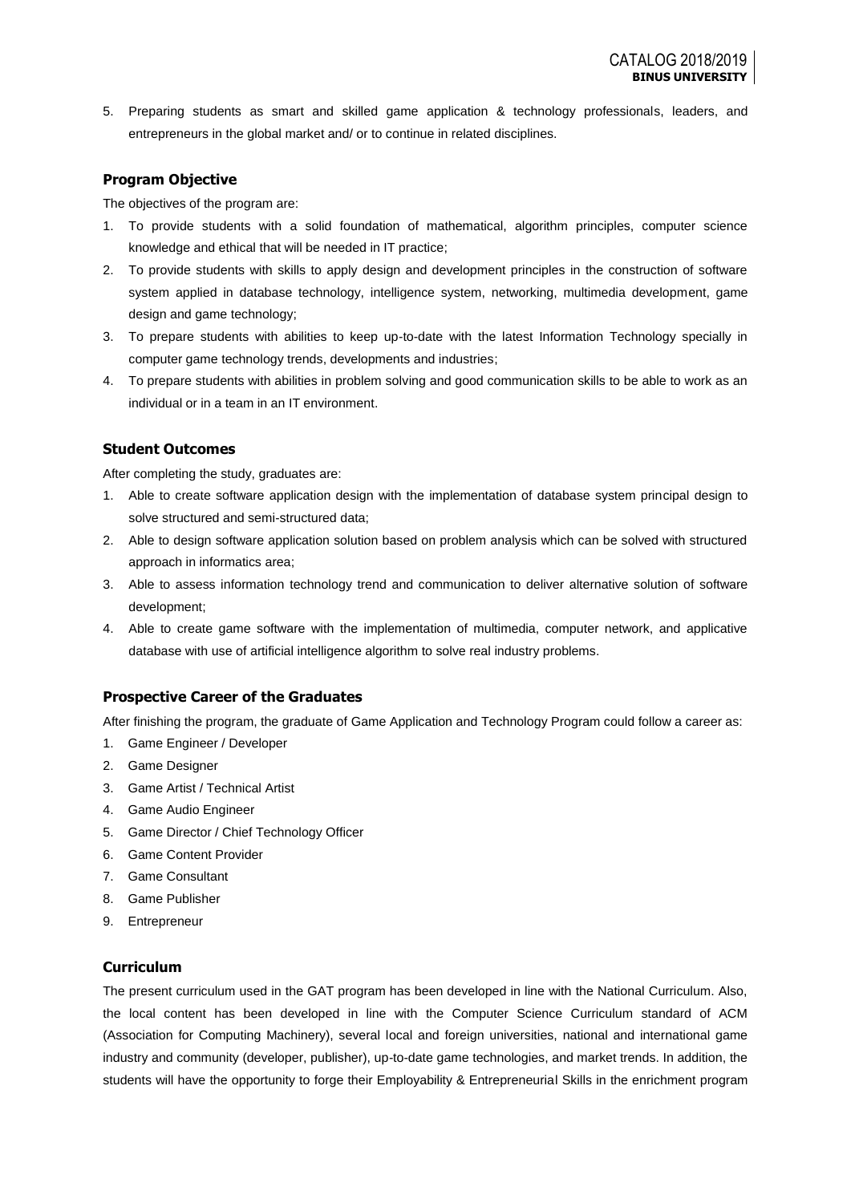5. Preparing students as smart and skilled game application & technology professionals, leaders, and entrepreneurs in the global market and/ or to continue in related disciplines.

### Program Objective

The objectives of the program are:

1. To provide students with a solid foundation of mathematical, algorithm principles, computer science knowledge and ethical that will be needed in IT practice;
2. To provide students with skills to apply design and development principles in the construction of software system applied in database technology, intelligence system, networking, multimedia development, game design and game technology;
3. To prepare students with abilities to keep up-to-date with the latest Information Technology specially in computer game technology trends, developments and industries;
4. To prepare students with abilities in problem solving and good communication skills to be able to work as an individual or in a team in an IT environment.

### Student Outcomes

After completing the study, graduates are:

1. Able to create software application design with the implementation of database system principal design to solve structured and semi-structured data;
2. Able to design software application solution based on problem analysis which can be solved with structured approach in informatics area;
3. Able to assess information technology trend and communication to deliver alternative solution of software development;
4. Able to create game software with the implementation of multimedia, computer network, and applicative database with use of artificial intelligence algorithm to solve real industry problems.

### Prospective Career of the Graduates

After finishing the program, the graduate of Game Application and Technology Program could follow a career as:

1. Game Engineer / Developer
2. Game Designer
3. Game Artist / Technical Artist
4. Game Audio Engineer
5. Game Director / Chief Technology Officer
6. Game Content Provider
7. Game Consultant
8. Game Publisher
9. Entrepreneur

### Curriculum

The present curriculum used in the GAT program has been developed in line with the National Curriculum. Also, the local content has been developed in line with the Computer Science Curriculum standard of ACM (Association for Computing Machinery), several local and foreign universities, national and international game industry and community (developer, publisher), up-to-date game technologies, and market trends. In addition, the students will have the opportunity to forge their Employability & Entrepreneurial Skills in the enrichment program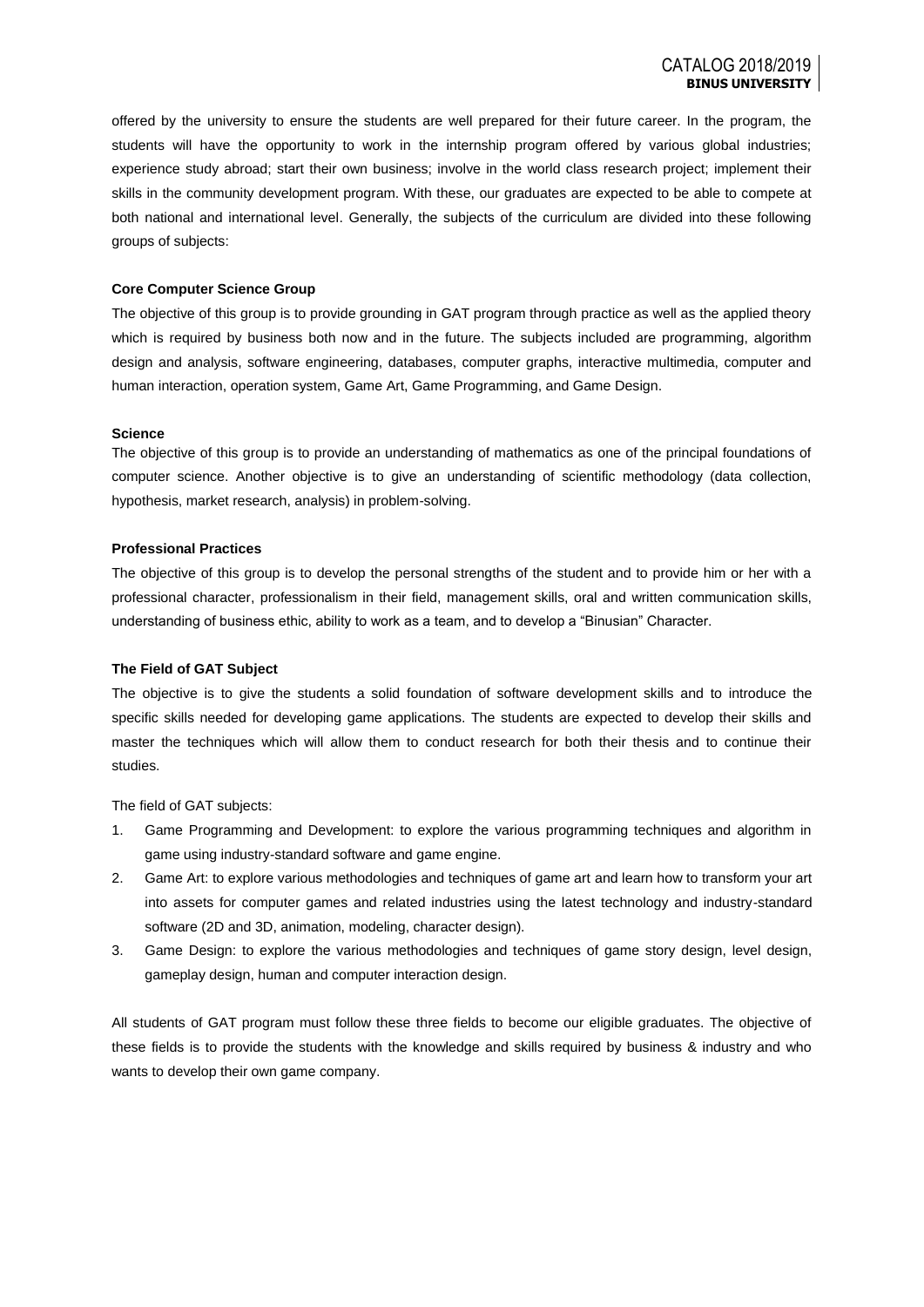offered by the university to ensure the students are well prepared for their future career. In the program, the students will have the opportunity to work in the internship program offered by various global industries; experience study abroad; start their own business; involve in the world class research project; implement their skills in the community development program. With these, our graduates are expected to be able to compete at both national and international level. Generally, the subjects of the curriculum are divided into these following groups of subjects:

**Core Computer Science Group**

The objective of this group is to provide grounding in GAT program through practice as well as the applied theory which is required by business both now and in the future. The subjects included are programming, algorithm design and analysis, software engineering, databases, computer graphs, interactive multimedia, computer and human interaction, operation system, Game Art, Game Programming, and Game Design.

**Science**

The objective of this group is to provide an understanding of mathematics as one of the principal foundations of computer science. Another objective is to give an understanding of scientific methodology (data collection, hypothesis, market research, analysis) in problem-solving.

**Professional Practices**

The objective of this group is to develop the personal strengths of the student and to provide him or her with a professional character, professionalism in their field, management skills, oral and written communication skills, understanding of business ethic, ability to work as a team, and to develop a "Binusian" Character.

**The Field of GAT Subject**

The objective is to give the students a solid foundation of software development skills and to introduce the specific skills needed for developing game applications. The students are expected to develop their skills and master the techniques which will allow them to conduct research for both their thesis and to continue their studies.

The field of GAT subjects:

1. Game Programming and Development: to explore the various programming techniques and algorithm in game using industry-standard software and game engine.
2. Game Art: to explore various methodologies and techniques of game art and learn how to transform your art into assets for computer games and related industries using the latest technology and industry-standard software (2D and 3D, animation, modeling, character design).
3. Game Design: to explore the various methodologies and techniques of game story design, level design, gameplay design, human and computer interaction design.

All students of GAT program must follow these three fields to become our eligible graduates. The objective of these fields is to provide the students with the knowledge and skills required by business & industry and who wants to develop their own game company.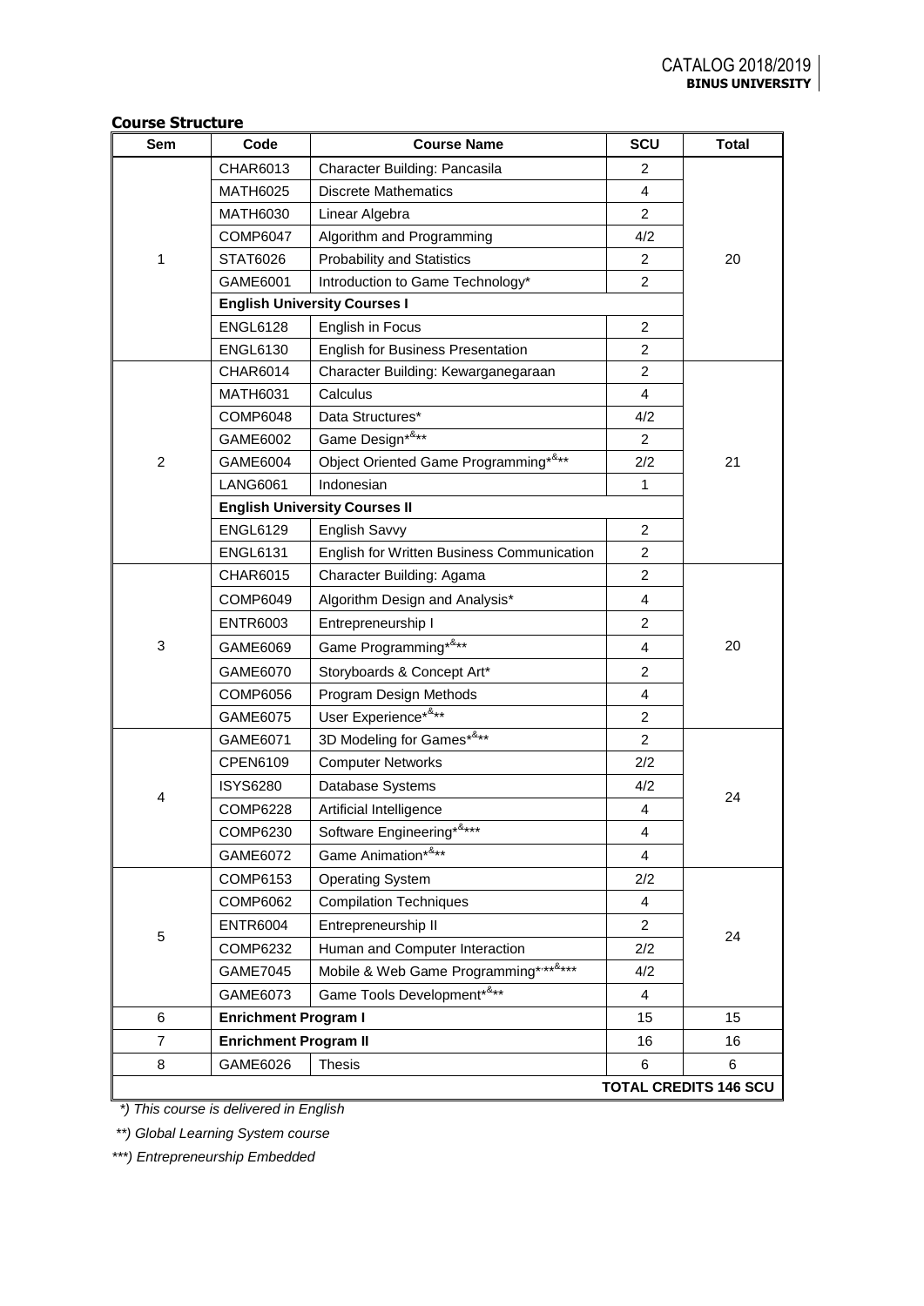## Course Structure

| Sem | Code | Course Name | SCU | Total |
|---|---|---|---|---|
| 1 | CHAR6013 | Character Building: Pancasila | 2 | 20 |
| | MATH6025 | Discrete Mathematics | 4 | |
| | MATH6030 | Linear Algebra | 2 | |
| | COMP6047 | Algorithm and Programming | 4/2 | |
| | STAT6026 | Probability and Statistics | 2 | |
| | GAME6001 | Introduction to Game Technology* | 2 | |
| | **English University Courses I** | | | |
| | ENGL6128 | English in Focus | 2 | |
| | ENGL6130 | English for Business Presentation | 2 | |
| 2 | CHAR6014 | Character Building: Kewarganegaraan | 2 | 21 |
| | MATH6031 | Calculus | 4 | |
| | COMP6048 | Data Structures* | 4/2 | |
| | GAME6002 | Game Design*&** | 2 | |
| | GAME6004 | Object Oriented Game Programming*&** | 2/2 | |
| | LANG6061 | Indonesian | 1 | |
| | **English University Courses II** | | | |
| | ENGL6129 | English Savvy | 2 | |
| | ENGL6131 | English for Written Business Communication | 2 | |
| 3 | CHAR6015 | Character Building: Agama | 2 | 20 |
| | COMP6049 | Algorithm Design and Analysis* | 4 | |
| | ENTR6003 | Entrepreneurship I | 2 | |
| | GAME6069 | Game Programming*&** | 4 | |
| | GAME6070 | Storyboards & Concept Art* | 2 | |
| | COMP6056 | Program Design Methods | 4 | |
| | GAME6075 | User Experience*&** | 2 | |
| 4 | GAME6071 | 3D Modeling for Games*&** | 2 | 24 |
| | CPEN6109 | Computer Networks | 2/2 | |
| | ISYS6280 | Database Systems | 4/2 | |
| | COMP6228 | Artificial Intelligence | 4 | |
| | COMP6230 | Software Engineering*&*** | 4 | |
| | GAME6072 | Game Animation*&** | 4 | |
| 5 | COMP6153 | Operating System | 2/2 | 24 |
| | COMP6062 | Compilation Techniques | 4 | |
| | ENTR6004 | Entrepreneurship II | 2 | |
| | COMP6232 | Human and Computer Interaction | 2/2 | |
| | GAME7045 | Mobile & Web Game Programming*,**&*** | 4/2 | |
| | GAME6073 | Game Tools Development*&** | 4 | |
| 6 | **Enrichment Program I** | | 15 | 15 |
| 7 | **Enrichment Program II** | | 16 | 16 |
| 8 | GAME6026 | Thesis | 6 | 6 |
| | | | | **TOTAL CREDITS 146 SCU** |

*\*) This course is delivered in English*

*\*\*) Global Learning System course*

*\*\*\*) Entrepreneurship Embedded*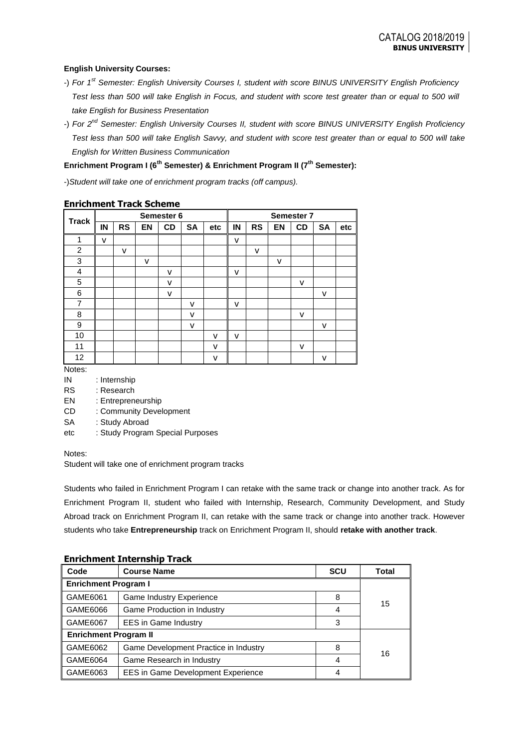**English University Courses:**

- -) *For 1st Semester: English University Courses I, student with score BINUS UNIVERSITY English Proficiency Test less than 500 will take English in Focus, and student with score test greater than or equal to 500 will take English for Business Presentation*
- -) *For 2nd Semester: English University Courses II, student with score BINUS UNIVERSITY English Proficiency Test less than 500 will take English Savvy, and student with score test greater than or equal to 500 will take English for Written Business Communication*

**Enrichment Program I (6th Semester) & Enrichment Program II (7th Semester):**

-)*Student will take one of enrichment program tracks (off campus).*

## Enrichment Track Scheme

| Track | Semester 6 | | | | | | Semester 7 | | | | | |
|---|---|---|---|---|---|---|---|---|---|---|---|---|
| | IN | RS | EN | CD | SA | etc | IN | RS | EN | CD | SA | etc |
| 1 | v | | | | | | v | | | | | |
| 2 | | v | | | | | | v | | | | |
| 3 | | | v | | | | | | v | | | |
| 4 | | | | v | | | v | | | | | |
| 5 | | | | v | | | | | | v | | |
| 6 | | | | v | | | | | | | v | |
| 7 | | | | | v | | v | | | | | |
| 8 | | | | | v | | | | | v | | |
| 9 | | | | | v | | | | | | v | |
| 10 | | | | | | v | v | | | | | |
| 11 | | | | | | v | | | | v | | |
| 12 | | | | | | v | | | | | v | |

Notes:

IN : Internship
RS : Research
EN : Entrepreneurship
CD : Community Development
SA : Study Abroad
etc : Study Program Special Purposes

Notes:
Student will take one of enrichment program tracks

Students who failed in Enrichment Program I can retake with the same track or change into another track. As for Enrichment Program II, student who failed with Internship, Research, Community Development, and Study Abroad track on Enrichment Program II, can retake with the same track or change into another track. However students who take **Entrepreneurship** track on Enrichment Program II, should **retake with another track**.

## Enrichment Internship Track

| Code | Course Name | SCU | Total |
|---|---|---|---|
| **Enrichment Program I** | | | |
| GAME6061 | Game Industry Experience | 8 | 15 |
| GAME6066 | Game Production in Industry | 4 | |
| GAME6067 | EES in Game Industry | 3 | |
| **Enrichment Program II** | | | |
| GAME6062 | Game Development Practice in Industry | 8 | 16 |
| GAME6064 | Game Research in Industry | 4 | |
| GAME6063 | EES in Game Development Experience | 4 | |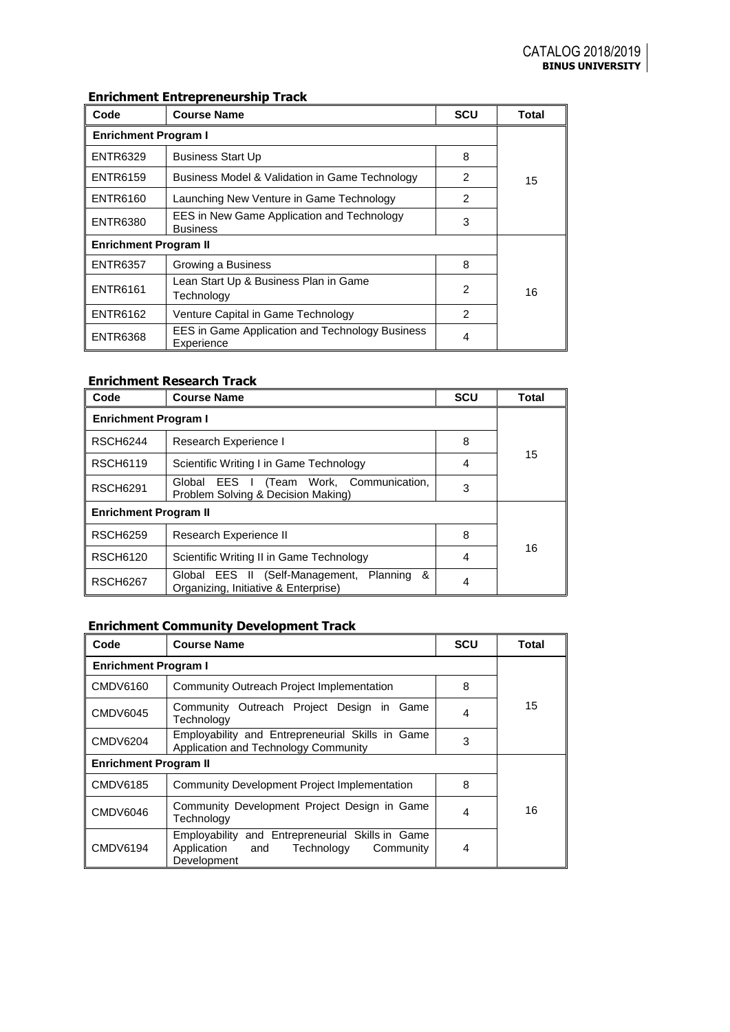### Enrichment Entrepreneurship Track

| Code | Course Name | SCU | Total |
|---|---|---|---|
| **Enrichment Program I** | | | 15 |
| ENTR6329 | Business Start Up | 8 | |
| ENTR6159 | Business Model & Validation in Game Technology | 2 | |
| ENTR6160 | Launching New Venture in Game Technology | 2 | |
| ENTR6380 | EES in New Game Application and Technology Business | 3 | |
| **Enrichment Program II** | | | 16 |
| ENTR6357 | Growing a Business | 8 | |
| ENTR6161 | Lean Start Up & Business Plan in Game Technology | 2 | |
| ENTR6162 | Venture Capital in Game Technology | 2 | |
| ENTR6368 | EES in Game Application and Technology Business Experience | 4 | |

### Enrichment Research Track

| Code | Course Name | SCU | Total |
|---|---|---|---|
| **Enrichment Program I** | | | 15 |
| RSCH6244 | Research Experience I | 8 | |
| RSCH6119 | Scientific Writing I in Game Technology | 4 | |
| RSCH6291 | Global EES I (Team Work, Communication, Problem Solving & Decision Making) | 3 | |
| **Enrichment Program II** | | | 16 |
| RSCH6259 | Research Experience II | 8 | |
| RSCH6120 | Scientific Writing II in Game Technology | 4 | |
| RSCH6267 | Global EES II (Self-Management, Planning & Organizing, Initiative & Enterprise) | 4 | |

### Enrichment Community Development Track

| Code | Course Name | SCU | Total |
|---|---|---|---|
| **Enrichment Program I** | | | 15 |
| CMDV6160 | Community Outreach Project Implementation | 8 | |
| CMDV6045 | Community Outreach Project Design in Game Technology | 4 | |
| CMDV6204 | Employability and Entrepreneurial Skills in Game Application and Technology Community | 3 | |
| **Enrichment Program II** | | | 16 |
| CMDV6185 | Community Development Project Implementation | 8 | |
| CMDV6046 | Community Development Project Design in Game Technology | 4 | |
| CMDV6194 | Employability and Entrepreneurial Skills in Game Application and Technology Community Development | 4 | |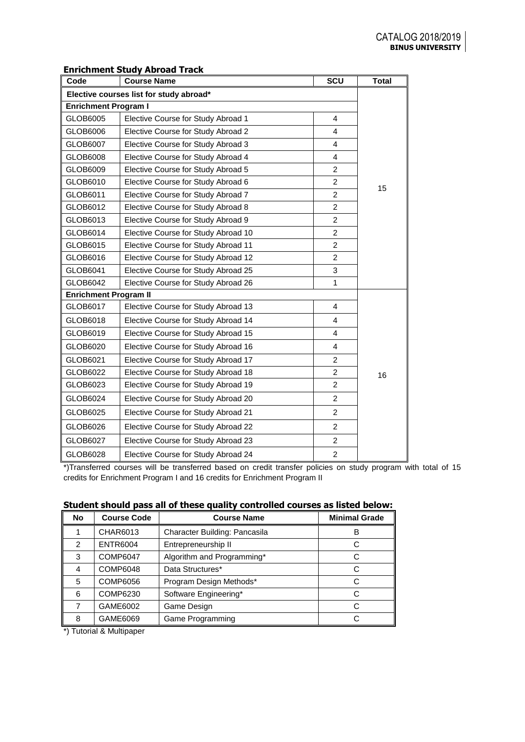## Enrichment Study Abroad Track

| Code | Course Name | SCU | Total |
|---|---|---|---|
| **Elective courses list for study abroad*** | | | |
| **Enrichment Program I** | | | |
| GLOB6005 | Elective Course for Study Abroad 1 | 4 | 15 |
| GLOB6006 | Elective Course for Study Abroad 2 | 4 | |
| GLOB6007 | Elective Course for Study Abroad 3 | 4 | |
| GLOB6008 | Elective Course for Study Abroad 4 | 4 | |
| GLOB6009 | Elective Course for Study Abroad 5 | 2 | |
| GLOB6010 | Elective Course for Study Abroad 6 | 2 | |
| GLOB6011 | Elective Course for Study Abroad 7 | 2 | |
| GLOB6012 | Elective Course for Study Abroad 8 | 2 | |
| GLOB6013 | Elective Course for Study Abroad 9 | 2 | |
| GLOB6014 | Elective Course for Study Abroad 10 | 2 | |
| GLOB6015 | Elective Course for Study Abroad 11 | 2 | |
| GLOB6016 | Elective Course for Study Abroad 12 | 2 | |
| GLOB6041 | Elective Course for Study Abroad 25 | 3 | |
| GLOB6042 | Elective Course for Study Abroad 26 | 1 | |
| **Enrichment Program II** | | | |
| GLOB6017 | Elective Course for Study Abroad 13 | 4 | 16 |
| GLOB6018 | Elective Course for Study Abroad 14 | 4 | |
| GLOB6019 | Elective Course for Study Abroad 15 | 4 | |
| GLOB6020 | Elective Course for Study Abroad 16 | 4 | |
| GLOB6021 | Elective Course for Study Abroad 17 | 2 | |
| GLOB6022 | Elective Course for Study Abroad 18 | 2 | |
| GLOB6023 | Elective Course for Study Abroad 19 | 2 | |
| GLOB6024 | Elective Course for Study Abroad 20 | 2 | |
| GLOB6025 | Elective Course for Study Abroad 21 | 2 | |
| GLOB6026 | Elective Course for Study Abroad 22 | 2 | |
| GLOB6027 | Elective Course for Study Abroad 23 | 2 | |
| GLOB6028 | Elective Course for Study Abroad 24 | 2 | |

*)Transferred courses will be transferred based on credit transfer policies on study program with total of 15 credits for Enrichment Program I and 16 credits for Enrichment Program II

## Student should pass all of these quality controlled courses as listed below:

| No | Course Code | Course Name | Minimal Grade |
|---|---|---|---|
| 1 | CHAR6013 | Character Building: Pancasila | B |
| 2 | ENTR6004 | Entrepreneurship II | C |
| 3 | COMP6047 | Algorithm and Programming* | C |
| 4 | COMP6048 | Data Structures* | C |
| 5 | COMP6056 | Program Design Methods* | C |
| 6 | COMP6230 | Software Engineering* | C |
| 7 | GAME6002 | Game Design | C |
| 8 | GAME6069 | Game Programming | C |

*) Tutorial & Multipaper